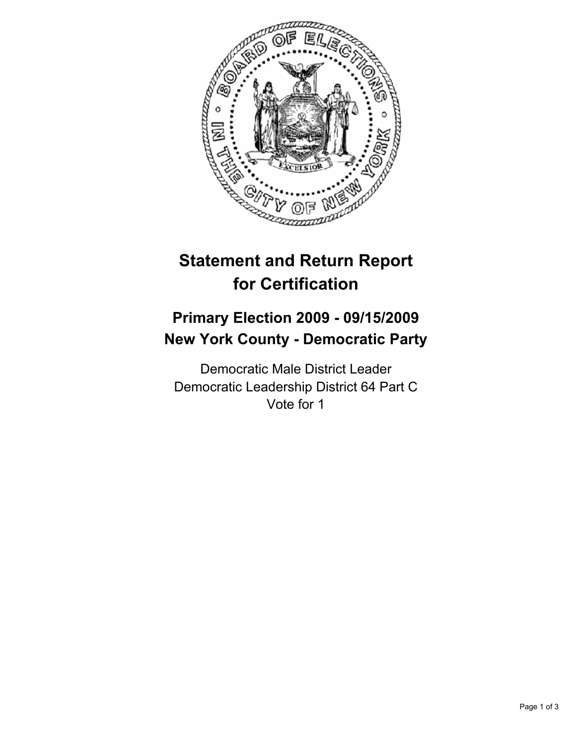# Statement and Return Report for Certification

## Primary Election 2009 - 09/15/2009
## New York County - Democratic Party

Democratic Male District Leader
Democratic Leadership District 64 Part C
Vote for 1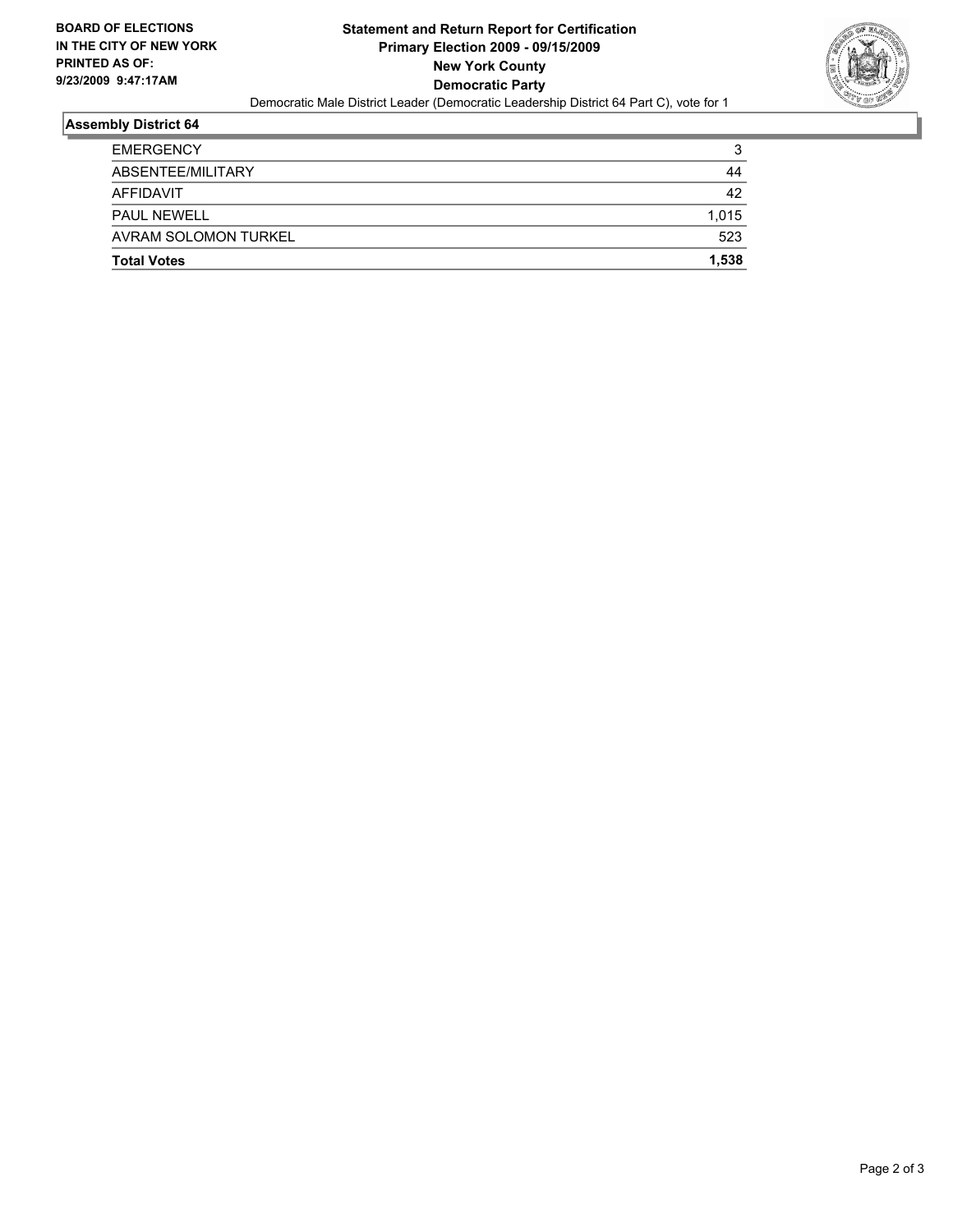**BOARD OF ELECTIONS**
**IN THE CITY OF NEW YORK**
**PRINTED AS OF:**
**9/23/2009 9:47:17AM**

# Statement and Return Report for Certification
## Primary Election 2009 - 09/15/2009
## New York County
## Democratic Party

Democratic Male District Leader (Democratic Leadership District 64 Part C), vote for 1

### Assembly District 64

| | |
|---|---|
| EMERGENCY | 3 |
| ABSENTEE/MILITARY | 44 |
| AFFIDAVIT | 42 |
| PAUL NEWELL | 1,015 |
| AVRAM SOLOMON TURKEL | 523 |
| **Total Votes** | **1,538** |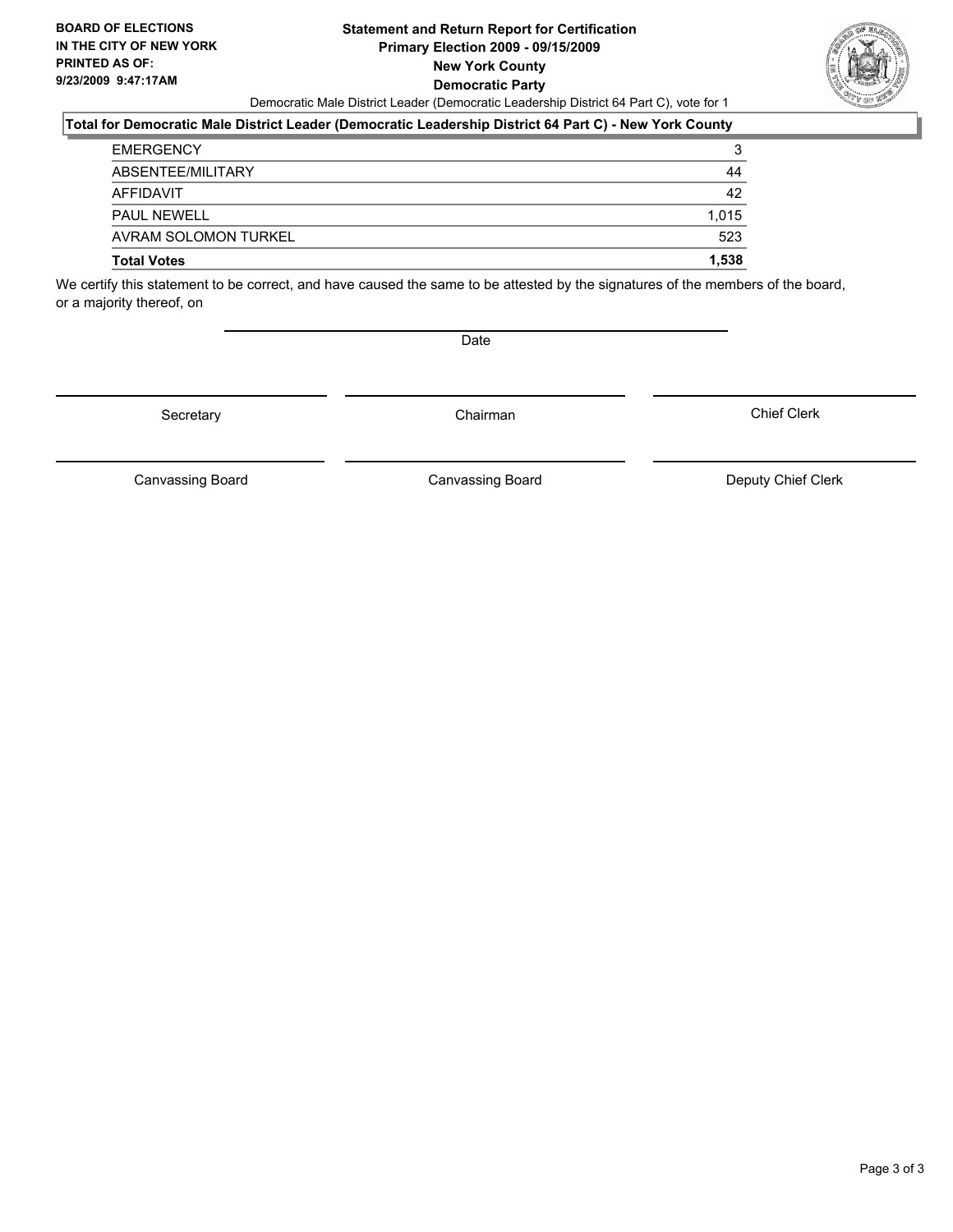**BOARD OF ELECTIONS IN THE CITY OF NEW YORK PRINTED AS OF: 9/23/2009 9:47:17AM**

**Statement and Return Report for Certification**
**Primary Election 2009 - 09/15/2009**
**New York County**
**Democratic Party**

Democratic Male District Leader (Democratic Leadership District 64 Part C), vote for 1

**Total for Democratic Male District Leader (Democratic Leadership District 64 Part C) - New York County**

| | |
|---|---|
| EMERGENCY | 3 |
| ABSENTEE/MILITARY | 44 |
| AFFIDAVIT | 42 |
| PAUL NEWELL | 1,015 |
| AVRAM SOLOMON TURKEL | 523 |
| **Total Votes** | **1,538** |

We certify this statement to be correct, and have caused the same to be attested by the signatures of the members of the board, or a majority thereof, on

Date

Secretary

Chairman

Chief Clerk

Canvassing Board

Canvassing Board

Deputy Chief Clerk